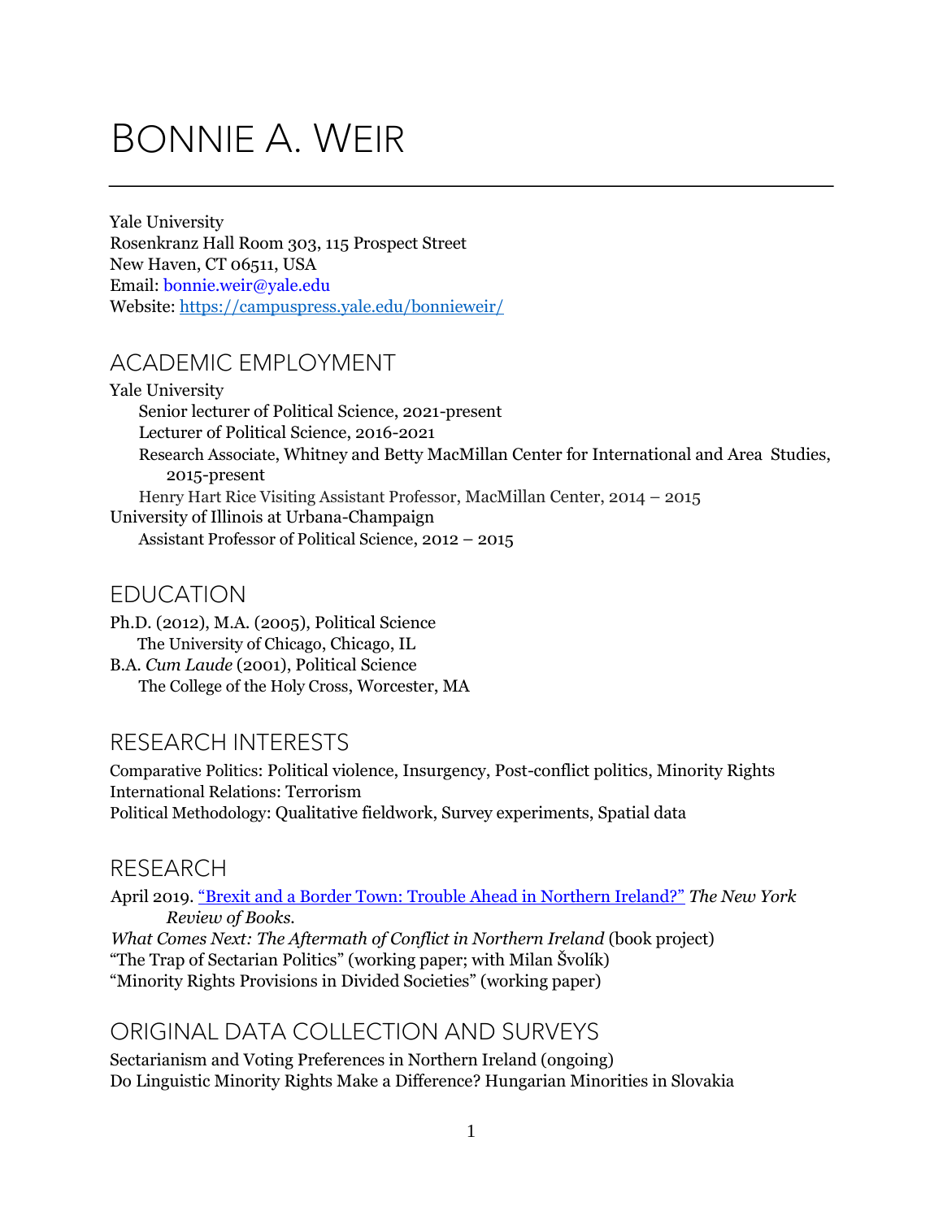# BONNIE A. WEIR

Yale University
Rosenkranz Hall Room 303, 115 Prospect Street
New Haven, CT 06511, USA
Email: bonnie.weir@yale.edu
Website: [https://campuspress.yale.edu/bonnieweir/](https://campuspress.yale.edu/bonnieweir/)

## ACADEMIC EMPLOYMENT

Yale University
- Senior lecturer of Political Science, 2021-present
- Lecturer of Political Science, 2016-2021
- Research Associate, Whitney and Betty MacMillan Center for International and Area Studies, 2015-present
- Henry Hart Rice Visiting Assistant Professor, MacMillan Center, 2014 – 2015

University of Illinois at Urbana-Champaign
- Assistant Professor of Political Science, 2012 – 2015

## EDUCATION

Ph.D. (2012), M.A. (2005), Political Science
The University of Chicago, Chicago, IL

B.A. *Cum Laude* (2001), Political Science
The College of the Holy Cross, Worcester, MA

## RESEARCH INTERESTS

Comparative Politics: Political violence, Insurgency, Post-conflict politics, Minority Rights
International Relations: Terrorism
Political Methodology: Qualitative fieldwork, Survey experiments, Spatial data

## RESEARCH

April 2019. "Brexit and a Border Town: Trouble Ahead in Northern Ireland?" *The New York Review of Books.*
*What Comes Next: The Aftermath of Conflict in Northern Ireland* (book project)
"The Trap of Sectarian Politics" (working paper; with Milan Švolík)
"Minority Rights Provisions in Divided Societies" (working paper)

## ORIGINAL DATA COLLECTION AND SURVEYS

Sectarianism and Voting Preferences in Northern Ireland (ongoing)
Do Linguistic Minority Rights Make a Difference? Hungarian Minorities in Slovakia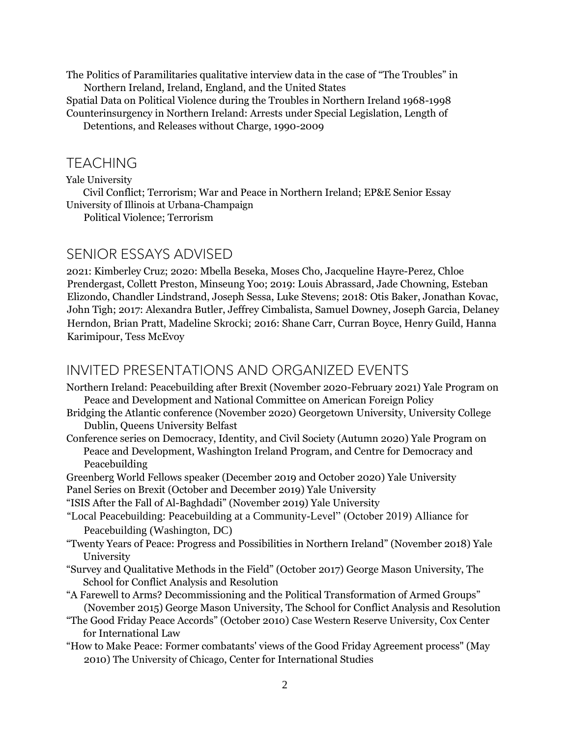The Politics of Paramilitaries qualitative interview data in the case of "The Troubles" in Northern Ireland, Ireland, England, and the United States

Spatial Data on Political Violence during the Troubles in Northern Ireland 1968-1998

Counterinsurgency in Northern Ireland: Arrests under Special Legislation, Length of Detentions, and Releases without Charge, 1990-2009

## TEACHING

Yale University

Civil Conflict; Terrorism; War and Peace in Northern Ireland; EP&E Senior Essay

University of Illinois at Urbana-Champaign

Political Violence; Terrorism

## SENIOR ESSAYS ADVISED

2021: Kimberley Cruz; 2020: Mbella Beseka, Moses Cho, Jacqueline Hayre-Perez, Chloe Prendergast, Collett Preston, Minseung Yoo; 2019: Louis Abrassard, Jade Chowning, Esteban Elizondo, Chandler Lindstrand, Joseph Sessa, Luke Stevens; 2018: Otis Baker, Jonathan Kovac, John Tigh; 2017: Alexandra Butler, Jeffrey Cimbalista, Samuel Downey, Joseph Garcia, Delaney Herndon, Brian Pratt, Madeline Skrocki; 2016: Shane Carr, Curran Boyce, Henry Guild, Hanna Karimipour, Tess McEvoy

## INVITED PRESENTATIONS AND ORGANIZED EVENTS

Northern Ireland: Peacebuilding after Brexit (November 2020-February 2021) Yale Program on Peace and Development and National Committee on American Foreign Policy

Bridging the Atlantic conference (November 2020) Georgetown University, University College Dublin, Queens University Belfast

Conference series on Democracy, Identity, and Civil Society (Autumn 2020) Yale Program on Peace and Development, Washington Ireland Program, and Centre for Democracy and Peacebuilding

Greenberg World Fellows speaker (December 2019 and October 2020) Yale University

Panel Series on Brexit (October and December 2019) Yale University

"ISIS After the Fall of Al-Baghdadi" (November 2019) Yale University

"Local Peacebuilding: Peacebuilding at a Community-Level" (October 2019) Alliance for Peacebuilding (Washington, DC)

"Twenty Years of Peace: Progress and Possibilities in Northern Ireland" (November 2018) Yale University

"Survey and Qualitative Methods in the Field" (October 2017) George Mason University, The School for Conflict Analysis and Resolution

"A Farewell to Arms? Decommissioning and the Political Transformation of Armed Groups" (November 2015) George Mason University, The School for Conflict Analysis and Resolution

"The Good Friday Peace Accords" (October 2010) Case Western Reserve University, Cox Center for International Law

"How to Make Peace: Former combatants' views of the Good Friday Agreement process" (May 2010) The University of Chicago, Center for International Studies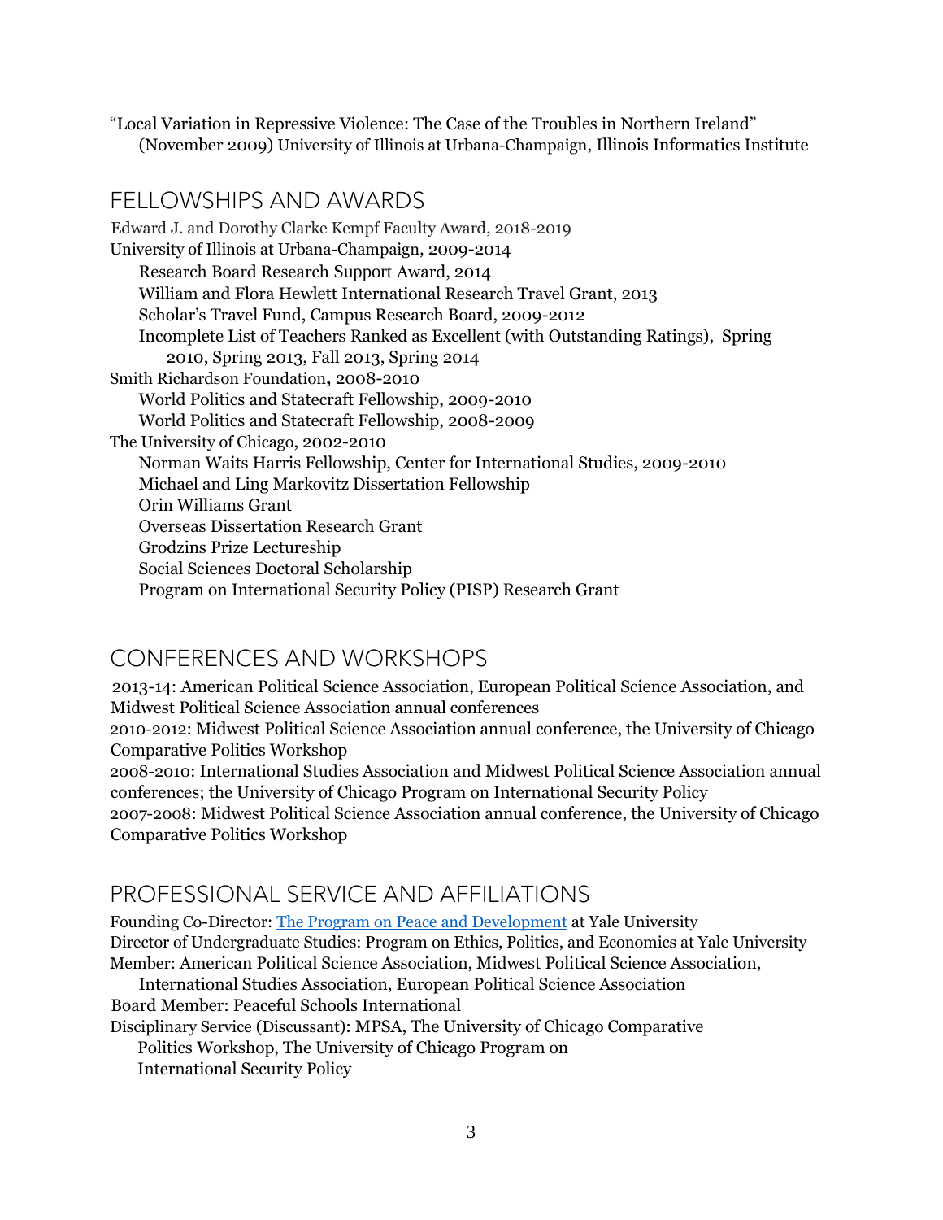"Local Variation in Repressive Violence: The Case of the Troubles in Northern Ireland" (November 2009) University of Illinois at Urbana-Champaign, Illinois Informatics Institute

## FELLOWSHIPS AND AWARDS

Edward J. and Dorothy Clarke Kempf Faculty Award, 2018-2019

University of Illinois at Urbana-Champaign, 2009-2014
- Research Board Research Support Award, 2014
- William and Flora Hewlett International Research Travel Grant, 2013
- Scholar's Travel Fund, Campus Research Board, 2009-2012
- Incomplete List of Teachers Ranked as Excellent (with Outstanding Ratings), Spring 2010, Spring 2013, Fall 2013, Spring 2014

Smith Richardson Foundation**,** 2008-2010
- World Politics and Statecraft Fellowship, 2009-2010
- World Politics and Statecraft Fellowship, 2008-2009

The University of Chicago, 2002-2010
- Norman Waits Harris Fellowship, Center for International Studies, 2009-2010
- Michael and Ling Markovitz Dissertation Fellowship
- Orin Williams Grant
- Overseas Dissertation Research Grant
- Grodzins Prize Lectureship
- Social Sciences Doctoral Scholarship
- Program on International Security Policy (PISP) Research Grant

## CONFERENCES AND WORKSHOPS

2013-14: American Political Science Association, European Political Science Association, and Midwest Political Science Association annual conferences

2010-2012: Midwest Political Science Association annual conference, the University of Chicago Comparative Politics Workshop

2008-2010: International Studies Association and Midwest Political Science Association annual conferences; the University of Chicago Program on International Security Policy

2007-2008: Midwest Political Science Association annual conference, the University of Chicago Comparative Politics Workshop

## PROFESSIONAL SERVICE AND AFFILIATIONS

Founding Co-Director: [The Program on Peace and Development] at Yale University

Director of Undergraduate Studies: Program on Ethics, Politics, and Economics at Yale University

Member: American Political Science Association, Midwest Political Science Association, International Studies Association, European Political Science Association

Board Member: Peaceful Schools International

Disciplinary Service (Discussant): MPSA, The University of Chicago Comparative Politics Workshop, The University of Chicago Program on International Security Policy